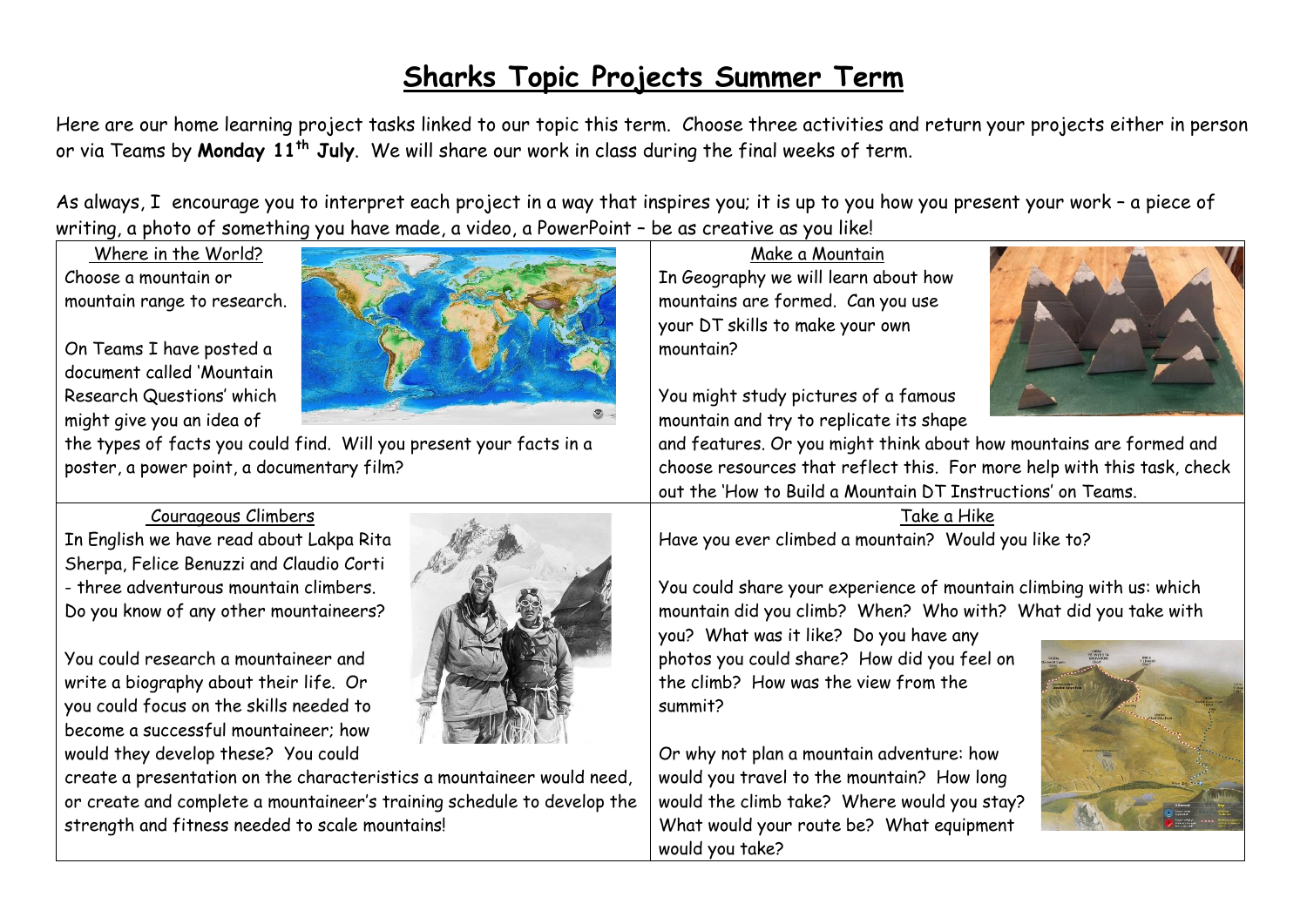# Sharks Topic Projects Summer Term

Here are our home learning project tasks linked to our topic this term. Choose three activities and return your projects either in person or via Teams by **Monday 11th July**. We will share our work in class during the final weeks of term.

As always, I encourage you to interpret each project in a way that inspires you; it is up to you how you present your work – a piece of writing, a photo of something you have made, a video, a PowerPoint – be as creative as you like!

## Where in the World?

Choose a mountain or mountain range to research.

On Teams I have posted a document called 'Mountain Research Questions' which might give you an idea of the types of facts you could find. Will you present your facts in a poster, a power point, a documentary film?

## Make a Mountain

In Geography we will learn about how mountains are formed. Can you use your DT skills to make your own mountain?

You might study pictures of a famous mountain and try to replicate its shape and features. Or you might think about how mountains are formed and choose resources that reflect this. For more help with this task, check out the 'How to Build a Mountain DT Instructions' on Teams.

## Courageous Climbers

In English we have read about Lakpa Rita Sherpa, Felice Benuzzi and Claudio Corti - three adventurous mountain climbers. Do you know of any other mountaineers?

You could research a mountaineer and write a biography about their life. Or you could focus on the skills needed to become a successful mountaineer; how would they develop these? You could create a presentation on the characteristics a mountaineer would need, or create and complete a mountaineer's training schedule to develop the strength and fitness needed to scale mountains!

## Take a Hike

Have you ever climbed a mountain? Would you like to?

You could share your experience of mountain climbing with us: which mountain did you climb? When? Who with? What did you take with you? What was it like? Do you have any photos you could share? How did you feel on the climb? How was the view from the summit?

Or why not plan a mountain adventure: how would you travel to the mountain? How long would the climb take? Where would you stay? What would your route be? What equipment would you take?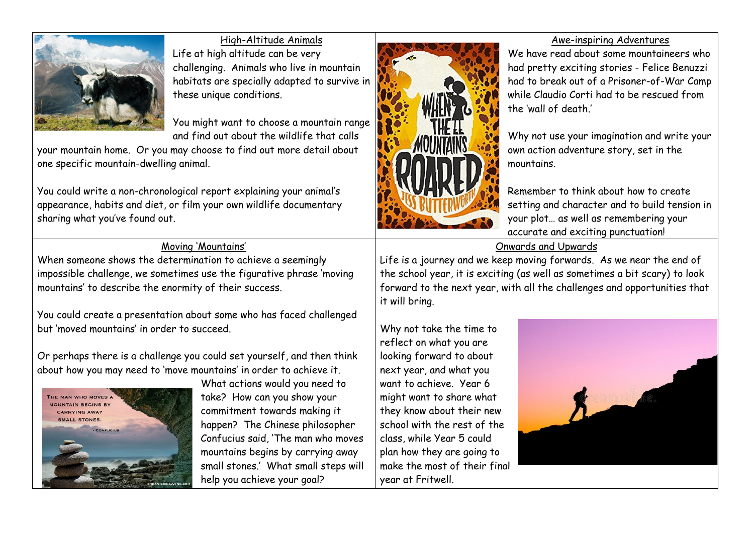## High-Altitude Animals

Life at high altitude can be very challenging. Animals who live in mountain habitats are specially adapted to survive in these unique conditions.

You might want to choose a mountain range and find out about the wildlife that calls your mountain home. Or you may choose to find out more detail about one specific mountain-dwelling animal.

You could write a non-chronological report explaining your animal's appearance, habits and diet, or film your own wildlife documentary sharing what you've found out.

## Awe-inspiring Adventures

We have read about some mountaineers who had pretty exciting stories - Felice Benuzzi had to break out of a Prisoner-of-War Camp while Claudio Corti had to be rescued from the 'wall of death.'

Why not use your imagination and write your own action adventure story, set in the mountains.

Remember to think about how to create setting and character and to build tension in your plot… as well as remembering your accurate and exciting punctuation!

## Moving 'Mountains'

When someone shows the determination to achieve a seemingly impossible challenge, we sometimes use the figurative phrase 'moving mountains' to describe the enormity of their success.

You could create a presentation about some who has faced challenged but 'moved mountains' in order to succeed.

Or perhaps there is a challenge you could set yourself, and then think about how you may need to 'move mountains' in order to achieve it. What actions would you need to take? How can you show your commitment towards making it happen? The Chinese philosopher Confucius said, 'The man who moves mountains begins by carrying away small stones.' What small steps will help you achieve your goal?

## Onwards and Upwards

Life is a journey and we keep moving forwards. As we near the end of the school year, it is exciting (as well as sometimes a bit scary) to look forward to the next year, with all the challenges and opportunities that it will bring.

Why not take the time to reflect on what you are looking forward to about next year, and what you want to achieve. Year 6 might want to share what they know about their new school with the rest of the class, while Year 5 could plan how they are going to make the most of their final year at Fritwell.